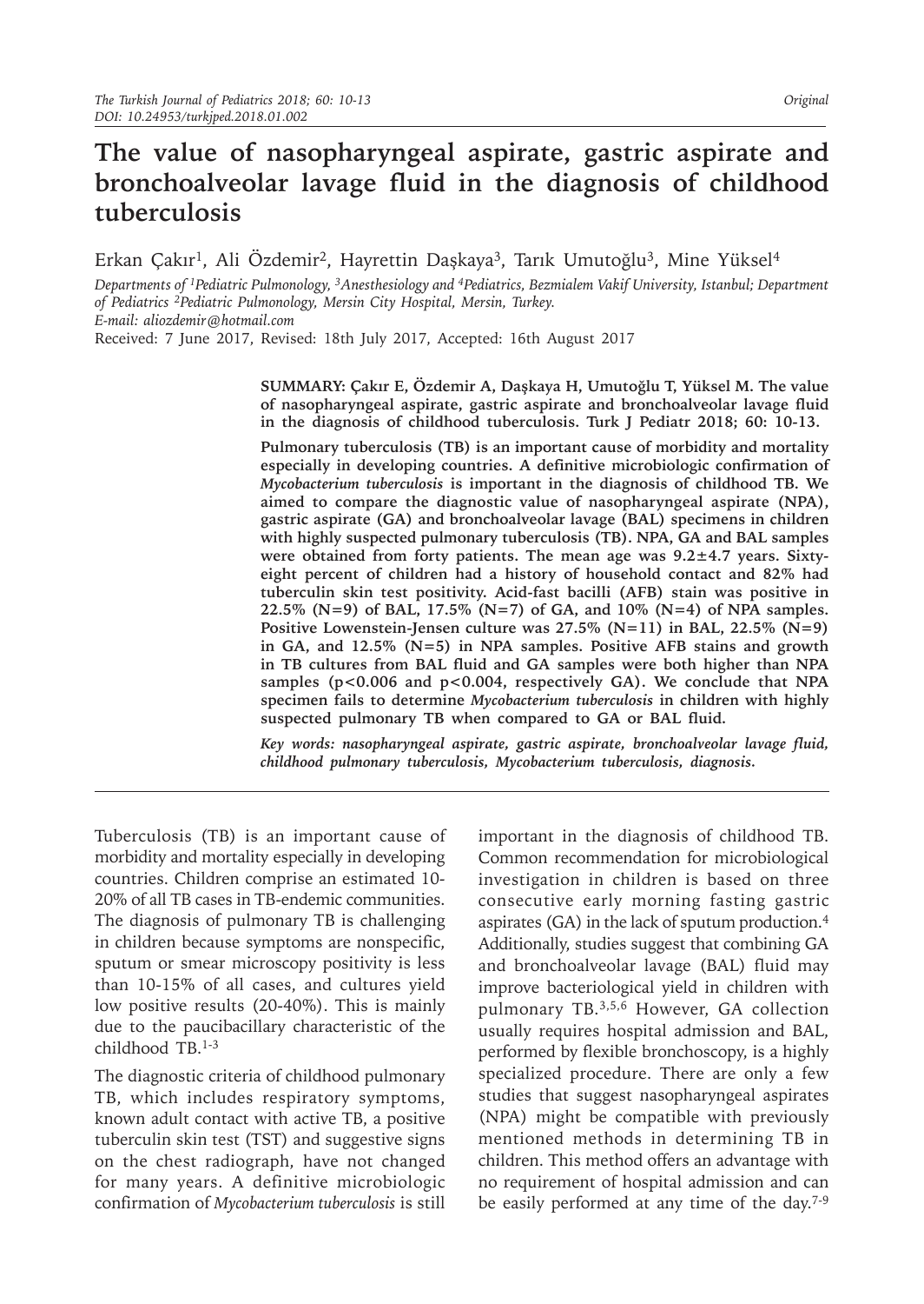# The value of nasopharyngeal aspirate, gastric aspirate and bronchoalveolar lavage fluid in the diagnosis of childhood tuberculosis

Erkan Çakır[1], Ali Özdemir[2], Hayrettin Daşkaya[3], Tarık Umutoğlu[3], Mine Yüksel[4]

*Departments of [1]Pediatric Pulmonology, [3]Anesthesiology and [4]Pediatrics, Bezmialem Vakif University, Istanbul; Department of Pediatrics [2]Pediatric Pulmonology, Mersin City Hospital, Mersin, Turkey.*
*E-mail: aliozdemir@hotmail.com*

Received: 7 June 2017, Revised: 18th July 2017, Accepted: 16th August 2017

**SUMMARY: Çakır E, Özdemir A, Daşkaya H, Umutoğlu T, Yüksel M. The value of nasopharyngeal aspirate, gastric aspirate and bronchoalveolar lavage fluid in the diagnosis of childhood tuberculosis. Turk J Pediatr 2018; 60: 10-13.**

**Pulmonary tuberculosis (TB) is an important cause of morbidity and mortality especially in developing countries. A definitive microbiologic confirmation of *Mycobacterium tuberculosis* is important in the diagnosis of childhood TB. We aimed to compare the diagnostic value of nasopharyngeal aspirate (NPA), gastric aspirate (GA) and bronchoalveolar lavage (BAL) specimens in children with highly suspected pulmonary tuberculosis (TB). NPA, GA and BAL samples were obtained from forty patients. The mean age was 9.2±4.7 years. Sixty-eight percent of children had a history of household contact and 82% had tuberculin skin test positivity. Acid-fast bacilli (AFB) stain was positive in 22.5% (N=9) of BAL, 17.5% (N=7) of GA, and 10% (N=4) of NPA samples. Positive Lowenstein-Jensen culture was 27.5% (N=11) in BAL, 22.5% (N=9) in GA, and 12.5% (N=5) in NPA samples. Positive AFB stains and growth in TB cultures from BAL fluid and GA samples were both higher than NPA samples ($p<0.006$ and $p<0.004$, respectively GA). We conclude that NPA specimen fails to determine *Mycobacterium tuberculosis* in children with highly suspected pulmonary TB when compared to GA or BAL fluid.**

***Key words: nasopharyngeal aspirate, gastric aspirate, bronchoalveolar lavage fluid, childhood pulmonary tuberculosis, Mycobacterium tuberculosis, diagnosis.***

Tuberculosis (TB) is an important cause of morbidity and mortality especially in developing countries. Children comprise an estimated 10-20% of all TB cases in TB-endemic communities. The diagnosis of pulmonary TB is challenging in children because symptoms are nonspecific, sputum or smear microscopy positivity is less than 10-15% of all cases, and cultures yield low positive results (20-40%). This is mainly due to the paucibacillary characteristic of the childhood TB.[1-3]

The diagnostic criteria of childhood pulmonary TB, which includes respiratory symptoms, known adult contact with active TB, a positive tuberculin skin test (TST) and suggestive signs on the chest radiograph, have not changed for many years. A definitive microbiologic confirmation of *Mycobacterium tuberculosis* is still important in the diagnosis of childhood TB. Common recommendation for microbiological investigation in children is based on three consecutive early morning fasting gastric aspirates (GA) in the lack of sputum production.[4] Additionally, studies suggest that combining GA and bronchoalveolar lavage (BAL) fluid may improve bacteriological yield in children with pulmonary TB.[3,5,6] However, GA collection usually requires hospital admission and BAL, performed by flexible bronchoscopy, is a highly specialized procedure. There are only a few studies that suggest nasopharyngeal aspirates (NPA) might be compatible with previously mentioned methods in determining TB in children. This method offers an advantage with no requirement of hospital admission and can be easily performed at any time of the day.[7-9]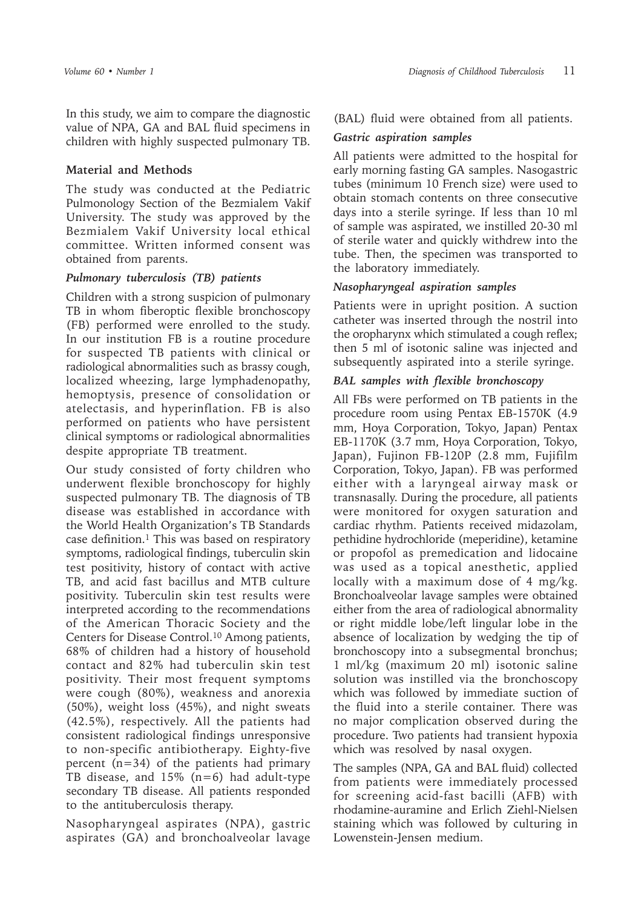In this study, we aim to compare the diagnostic value of NPA, GA and BAL fluid specimens in children with highly suspected pulmonary TB.

## Material and Methods

The study was conducted at the Pediatric Pulmonology Section of the Bezmialem Vakif University. The study was approved by the Bezmialem Vakif University local ethical committee. Written informed consent was obtained from parents.

### *Pulmonary tuberculosis (TB) patients*

Children with a strong suspicion of pulmonary TB in whom fiberoptic flexible bronchoscopy (FB) performed were enrolled to the study. In our institution FB is a routine procedure for suspected TB patients with clinical or radiological abnormalities such as brassy cough, localized wheezing, large lymphadenopathy, hemoptysis, presence of consolidation or atelectasis, and hyperinflation. FB is also performed on patients who have persistent clinical symptoms or radiological abnormalities despite appropriate TB treatment.

Our study consisted of forty children who underwent flexible bronchoscopy for highly suspected pulmonary TB. The diagnosis of TB disease was established in accordance with the World Health Organization's TB Standards case definition.[1] This was based on respiratory symptoms, radiological findings, tuberculin skin test positivity, history of contact with active TB, and acid fast bacillus and MTB culture positivity. Tuberculin skin test results were interpreted according to the recommendations of the American Thoracic Society and the Centers for Disease Control.[10] Among patients, 68% of children had a history of household contact and 82% had tuberculin skin test positivity. Their most frequent symptoms were cough (80%), weakness and anorexia (50%), weight loss (45%), and night sweats (42.5%), respectively. All the patients had consistent radiological findings unresponsive to non-specific antibiotherapy. Eighty-five percent (n=34) of the patients had primary TB disease, and 15% (n=6) had adult-type secondary TB disease. All patients responded to the antituberculosis therapy.

Nasopharyngeal aspirates (NPA), gastric aspirates (GA) and bronchoalveolar lavage (BAL) fluid were obtained from all patients.

### *Gastric aspiration samples*

All patients were admitted to the hospital for early morning fasting GA samples. Nasogastric tubes (minimum 10 French size) were used to obtain stomach contents on three consecutive days into a sterile syringe. If less than 10 ml of sample was aspirated, we instilled 20-30 ml of sterile water and quickly withdrew into the tube. Then, the specimen was transported to the laboratory immediately.

### *Nasopharyngeal aspiration samples*

Patients were in upright position. A suction catheter was inserted through the nostril into the oropharynx which stimulated a cough reflex; then 5 ml of isotonic saline was injected and subsequently aspirated into a sterile syringe.

### *BAL samples with flexible bronchoscopy*

All FBs were performed on TB patients in the procedure room using Pentax EB-1570K (4.9 mm, Hoya Corporation, Tokyo, Japan) Pentax EB-1170K (3.7 mm, Hoya Corporation, Tokyo, Japan), Fujinon FB-120P (2.8 mm, Fujifilm Corporation, Tokyo, Japan). FB was performed either with a laryngeal airway mask or transnasally. During the procedure, all patients were monitored for oxygen saturation and cardiac rhythm. Patients received midazolam, pethidine hydrochloride (meperidine), ketamine or propofol as premedication and lidocaine was used as a topical anesthetic, applied locally with a maximum dose of 4 mg/kg. Bronchoalveolar lavage samples were obtained either from the area of radiological abnormality or right middle lobe/left lingular lobe in the absence of localization by wedging the tip of bronchoscopy into a subsegmental bronchus; 1 ml/kg (maximum 20 ml) isotonic saline solution was instilled via the bronchoscopy which was followed by immediate suction of the fluid into a sterile container. There was no major complication observed during the procedure. Two patients had transient hypoxia which was resolved by nasal oxygen.

The samples (NPA, GA and BAL fluid) collected from patients were immediately processed for screening acid-fast bacilli (AFB) with rhodamine-auramine and Erlich Ziehl-Nielsen staining which was followed by culturing in Lowenstein-Jensen medium.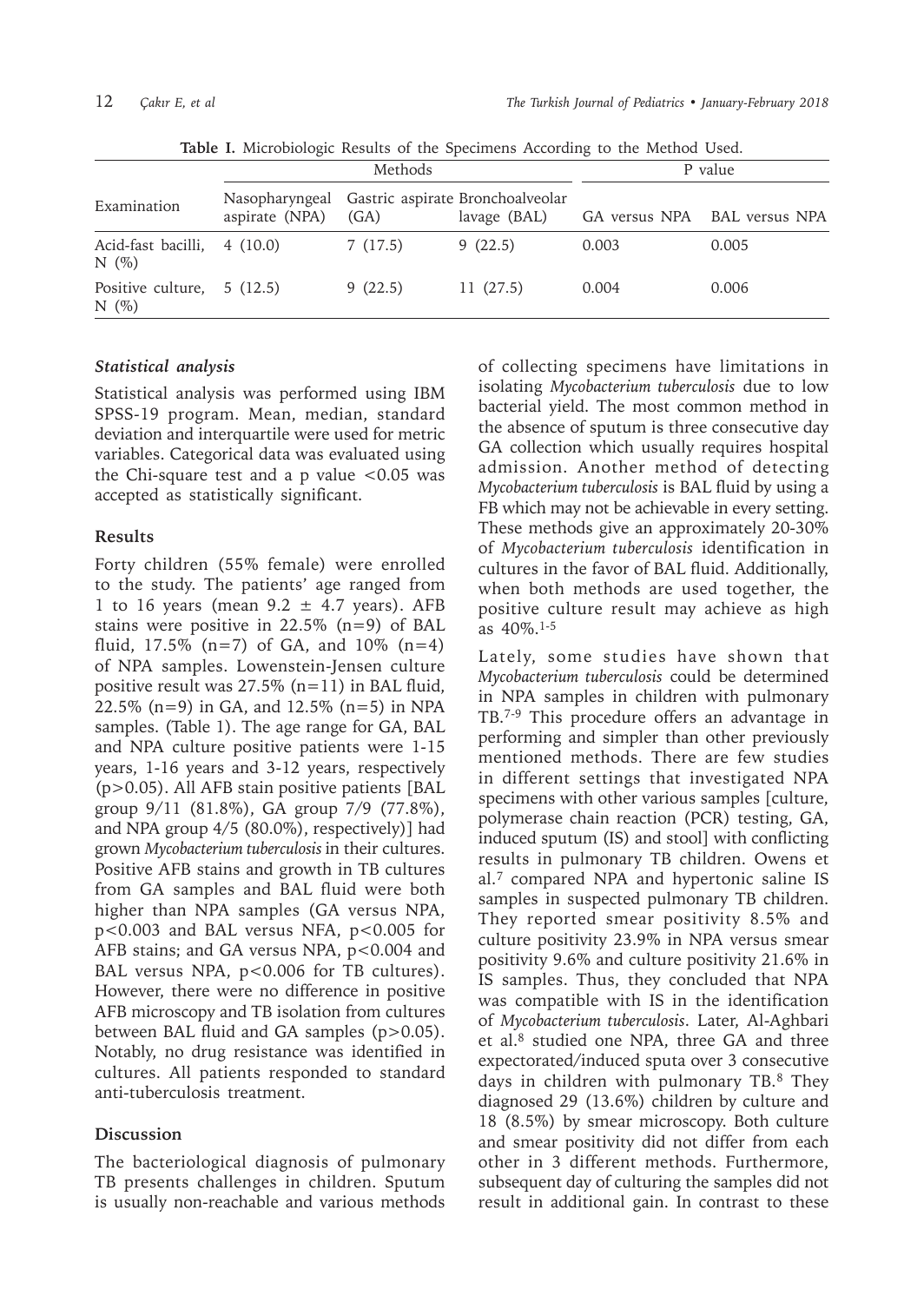**Table I.** Microbiologic Results of the Specimens According to the Method Used.

| Examination | Methods | | | P value | |
|---|---|---|---|---|---|
| | Nasopharyngeal aspirate (NPA) | Gastric aspirate (GA) | Bronchoalveolar lavage (BAL) | GA versus NPA | BAL versus NPA |
| Acid-fast bacilli, N (%) | 4 (10.0) | 7 (17.5) | 9 (22.5) | 0.003 | 0.005 |
| Positive culture, N (%) | 5 (12.5) | 9 (22.5) | 11 (27.5) | 0.004 | 0.006 |

### *Statistical analysis*

Statistical analysis was performed using IBM SPSS-19 program. Mean, median, standard deviation and interquartile were used for metric variables. Categorical data was evaluated using the Chi-square test and a p value $<0.05$ was accepted as statistically significant.

## Results

Forty children (55% female) were enrolled to the study. The patients' age ranged from 1 to 16 years (mean $9.2 \pm 4.7$ years). AFB stains were positive in 22.5% (n=9) of BAL fluid, 17.5% (n=7) of GA, and 10% (n=4) of NPA samples. Lowenstein-Jensen culture positive result was 27.5% (n=11) in BAL fluid, 22.5% (n=9) in GA, and 12.5% (n=5) in NPA samples. (Table 1). The age range for GA, BAL and NPA culture positive patients were 1-15 years, 1-16 years and 3-12 years, respectively ($p>0.05$). All AFB stain positive patients [BAL group 9/11 (81.8%), GA group 7/9 (77.8%), and NPA group 4/5 (80.0%), respectively)] had grown *Mycobacterium tuberculosis* in their cultures. Positive AFB stains and growth in TB cultures from GA samples and BAL fluid were both higher than NPA samples (GA versus NPA, $p<0.003$ and BAL versus NFA, $p<0.005$ for AFB stains; and GA versus NPA, $p<0.004$ and BAL versus NPA, $p<0.006$ for TB cultures). However, there were no difference in positive AFB microscopy and TB isolation from cultures between BAL fluid and GA samples ($p>0.05$). Notably, no drug resistance was identified in cultures. All patients responded to standard anti-tuberculosis treatment.

## Discussion

The bacteriological diagnosis of pulmonary TB presents challenges in children. Sputum is usually non-reachable and various methods of collecting specimens have limitations in isolating *Mycobacterium tuberculosis* due to low bacterial yield. The most common method in the absence of sputum is three consecutive day GA collection which usually requires hospital admission. Another method of detecting *Mycobacterium tuberculosis* is BAL fluid by using a FB which may not be achievable in every setting. These methods give an approximately 20-30% of *Mycobacterium tuberculosis* identification in cultures in the favor of BAL fluid. Additionally, when both methods are used together, the positive culture result may achieve as high as 40%.[1-5]

Lately, some studies have shown that *Mycobacterium tuberculosis* could be determined in NPA samples in children with pulmonary TB.[7-9] This procedure offers an advantage in performing and simpler than other previously mentioned methods. There are few studies in different settings that investigated NPA specimens with other various samples [culture, polymerase chain reaction (PCR) testing, GA, induced sputum (IS) and stool] with conflicting results in pulmonary TB children. Owens et al.[7] compared NPA and hypertonic saline IS samples in suspected pulmonary TB children. They reported smear positivity 8.5% and culture positivity 23.9% in NPA versus smear positivity 9.6% and culture positivity 21.6% in IS samples. Thus, they concluded that NPA was compatible with IS in the identification of *Mycobacterium tuberculosis*. Later, Al-Aghbari et al.[8] studied one NPA, three GA and three expectorated/induced sputa over 3 consecutive days in children with pulmonary TB.[8] They diagnosed 29 (13.6%) children by culture and 18 (8.5%) by smear microscopy. Both culture and smear positivity did not differ from each other in 3 different methods. Furthermore, subsequent day of culturing the samples did not result in additional gain. In contrast to these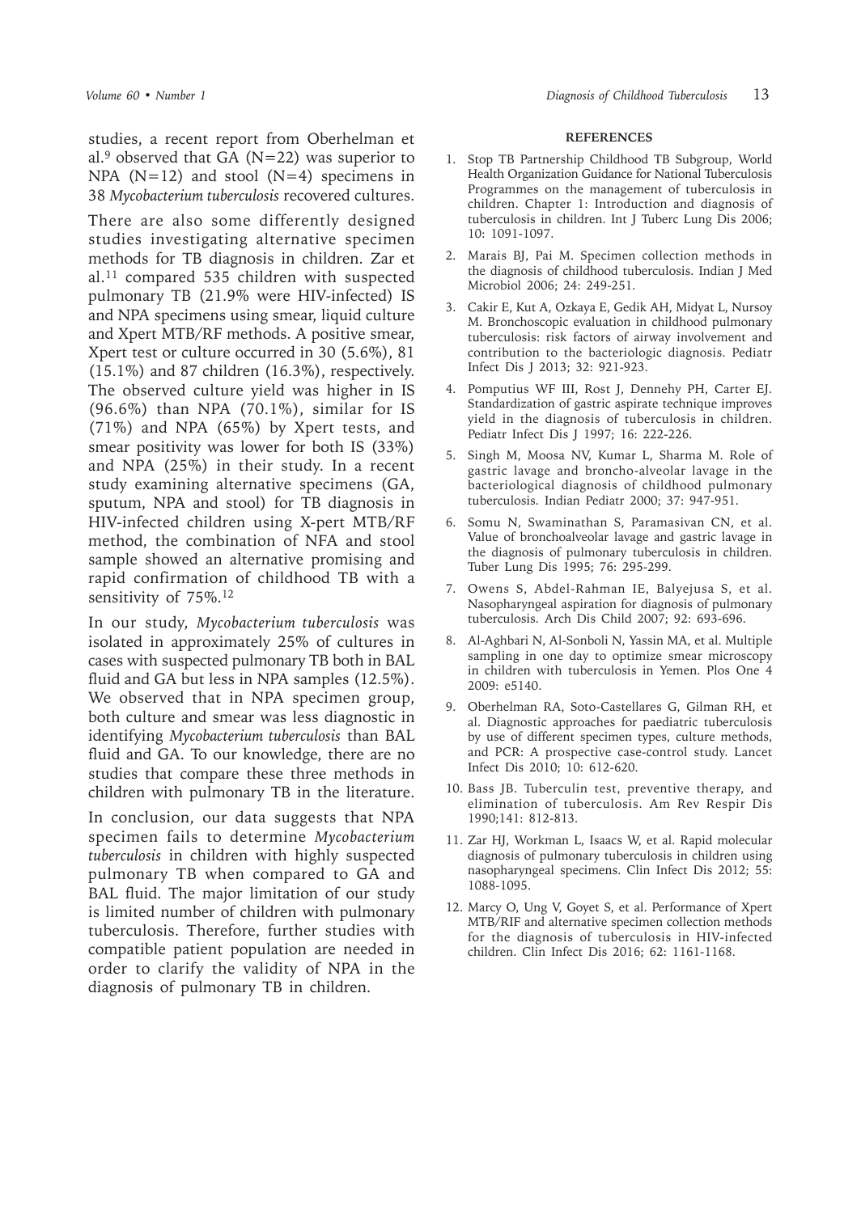studies, a recent report from Oberhelman et al.[9] observed that GA (N=22) was superior to NPA (N=12) and stool (N=4) specimens in 38 *Mycobacterium tuberculosis* recovered cultures.

There are also some differently designed studies investigating alternative specimen methods for TB diagnosis in children. Zar et al.[11] compared 535 children with suspected pulmonary TB (21.9% were HIV-infected) IS and NPA specimens using smear, liquid culture and Xpert MTB/RF methods. A positive smear, Xpert test or culture occurred in 30 (5.6%), 81 (15.1%) and 87 children (16.3%), respectively. The observed culture yield was higher in IS (96.6%) than NPA (70.1%), similar for IS (71%) and NPA (65%) by Xpert tests, and smear positivity was lower for both IS (33%) and NPA (25%) in their study. In a recent study examining alternative specimens (GA, sputum, NPA and stool) for TB diagnosis in HIV-infected children using X-pert MTB/RF method, the combination of NFA and stool sample showed an alternative promising and rapid confirmation of childhood TB with a sensitivity of 75%.[12]

In our study, *Mycobacterium tuberculosis* was isolated in approximately 25% of cultures in cases with suspected pulmonary TB both in BAL fluid and GA but less in NPA samples (12.5%). We observed that in NPA specimen group, both culture and smear was less diagnostic in identifying *Mycobacterium tuberculosis* than BAL fluid and GA. To our knowledge, there are no studies that compare these three methods in children with pulmonary TB in the literature.

In conclusion, our data suggests that NPA specimen fails to determine *Mycobacterium tuberculosis* in children with highly suspected pulmonary TB when compared to GA and BAL fluid. The major limitation of our study is limited number of children with pulmonary tuberculosis. Therefore, further studies with compatible patient population are needed in order to clarify the validity of NPA in the diagnosis of pulmonary TB in children.

## REFERENCES

1. Stop TB Partnership Childhood TB Subgroup, World Health Organization Guidance for National Tuberculosis Programmes on the management of tuberculosis in children. Chapter 1: Introduction and diagnosis of tuberculosis in children. Int J Tuberc Lung Dis 2006; 10: 1091-1097.
2. Marais BJ, Pai M. Specimen collection methods in the diagnosis of childhood tuberculosis. Indian J Med Microbiol 2006; 24: 249-251.
3. Cakir E, Kut A, Ozkaya E, Gedik AH, Midyat L, Nursoy M. Bronchoscopic evaluation in childhood pulmonary tuberculosis: risk factors of airway involvement and contribution to the bacteriologic diagnosis. Pediatr Infect Dis J 2013; 32: 921-923.
4. Pomputius WF III, Rost J, Dennehy PH, Carter EJ. Standardization of gastric aspirate technique improves yield in the diagnosis of tuberculosis in children. Pediatr Infect Dis J 1997; 16: 222-226.
5. Singh M, Moosa NV, Kumar L, Sharma M. Role of gastric lavage and broncho-alveolar lavage in the bacteriological diagnosis of childhood pulmonary tuberculosis. Indian Pediatr 2000; 37: 947-951.
6. Somu N, Swaminathan S, Paramasivan CN, et al. Value of bronchoalveolar lavage and gastric lavage in the diagnosis of pulmonary tuberculosis in children. Tuber Lung Dis 1995; 76: 295-299.
7. Owens S, Abdel-Rahman IE, Balyejusa S, et al. Nasopharyngeal aspiration for diagnosis of pulmonary tuberculosis. Arch Dis Child 2007; 92: 693-696.
8. Al-Aghbari N, Al-Sonboli N, Yassin MA, et al. Multiple sampling in one day to optimize smear microscopy in children with tuberculosis in Yemen. Plos One 4 2009: e5140.
9. Oberhelman RA, Soto-Castellares G, Gilman RH, et al. Diagnostic approaches for paediatric tuberculosis by use of different specimen types, culture methods, and PCR: A prospective case-control study. Lancet Infect Dis 2010; 10: 612-620.
10. Bass JB. Tuberculin test, preventive therapy, and elimination of tuberculosis. Am Rev Respir Dis 1990;141: 812-813.
11. Zar HJ, Workman L, Isaacs W, et al. Rapid molecular diagnosis of pulmonary tuberculosis in children using nasopharyngeal specimens. Clin Infect Dis 2012; 55: 1088-1095.
12. Marcy O, Ung V, Goyet S, et al. Performance of Xpert MTB/RIF and alternative specimen collection methods for the diagnosis of tuberculosis in HIV-infected children. Clin Infect Dis 2016; 62: 1161-1168.